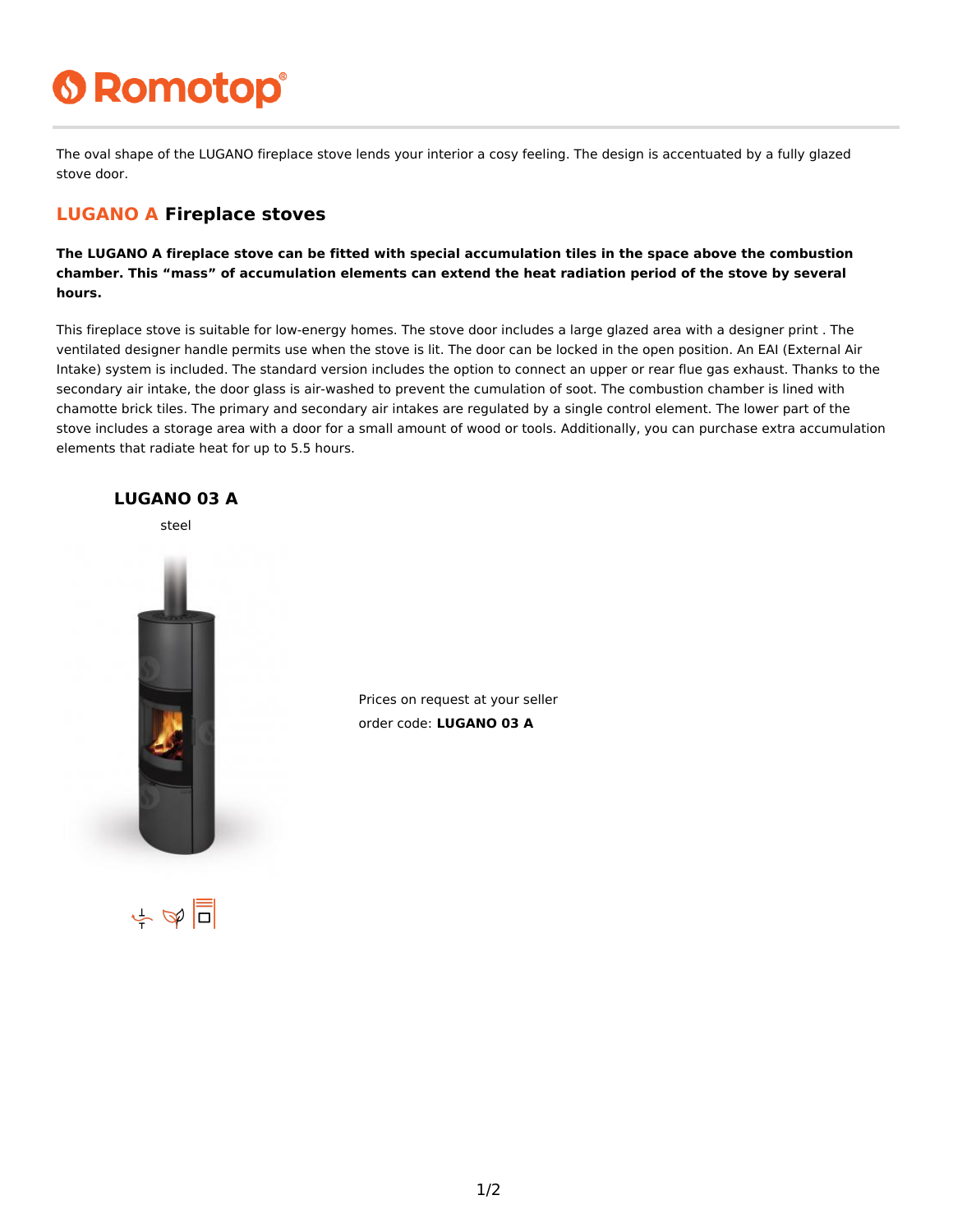# Romotop

The oval shape of the LUGANO fireplace stove lends your interior a cosy feeling. The design is accentuated by a fully glazed stove door.

## LUGANO A Fireplace stoves

**The LUGANO A fireplace stove can be fitted with special accumulation tiles in the space above the combustion chamber. This “mass” of accumulation elements can extend the heat radiation period of the stove by several hours.**

This fireplace stove is suitable for low-energy homes. The stove door includes a large glazed area with a designer print . The ventilated designer handle permits use when the stove is lit. The door can be locked in the open position. An EAI (External Air Intake) system is included. The standard version includes the option to connect an upper or rear flue gas exhaust. Thanks to the secondary air intake, the door glass is air-washed to prevent the cumulation of soot. The combustion chamber is lined with chamotte brick tiles. The primary and secondary air intakes are regulated by a single control element. The lower part of the stove includes a storage area with a door for a small amount of wood or tools. Additionally, you can purchase extra accumulation elements that radiate heat for up to 5.5 hours.

### LUGANO 03 A

steel

Prices on request at your seller

order code: **LUGANO 03 A**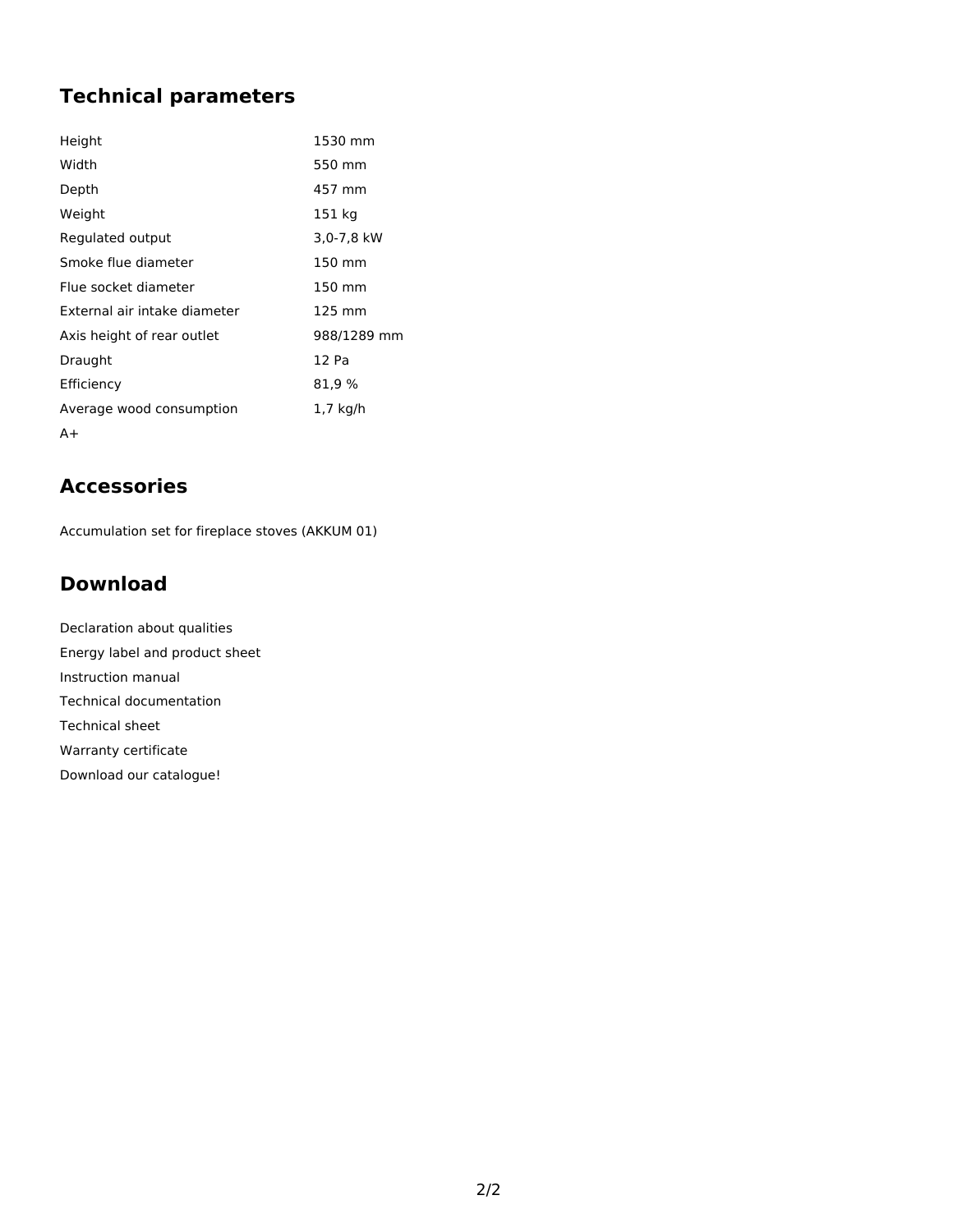## Technical parameters

| | |
|---|---|
| Height | 1530 mm |
| Width | 550 mm |
| Depth | 457 mm |
| Weight | 151 kg |
| Regulated output | 3,0-7,8 kW |
| Smoke flue diameter | 150 mm |
| Flue socket diameter | 150 mm |
| External air intake diameter | 125 mm |
| Axis height of rear outlet | 988/1289 mm |
| Draught | 12 Pa |
| Efficiency | 81,9 % |
| Average wood consumption | 1,7 kg/h |
| A+ | |

## Accessories

Accumulation set for fireplace stoves (AKKUM 01)

## Download

Declaration about qualities

Energy label and product sheet

Instruction manual

Technical documentation

Technical sheet

Warranty certificate

Download our catalogue!